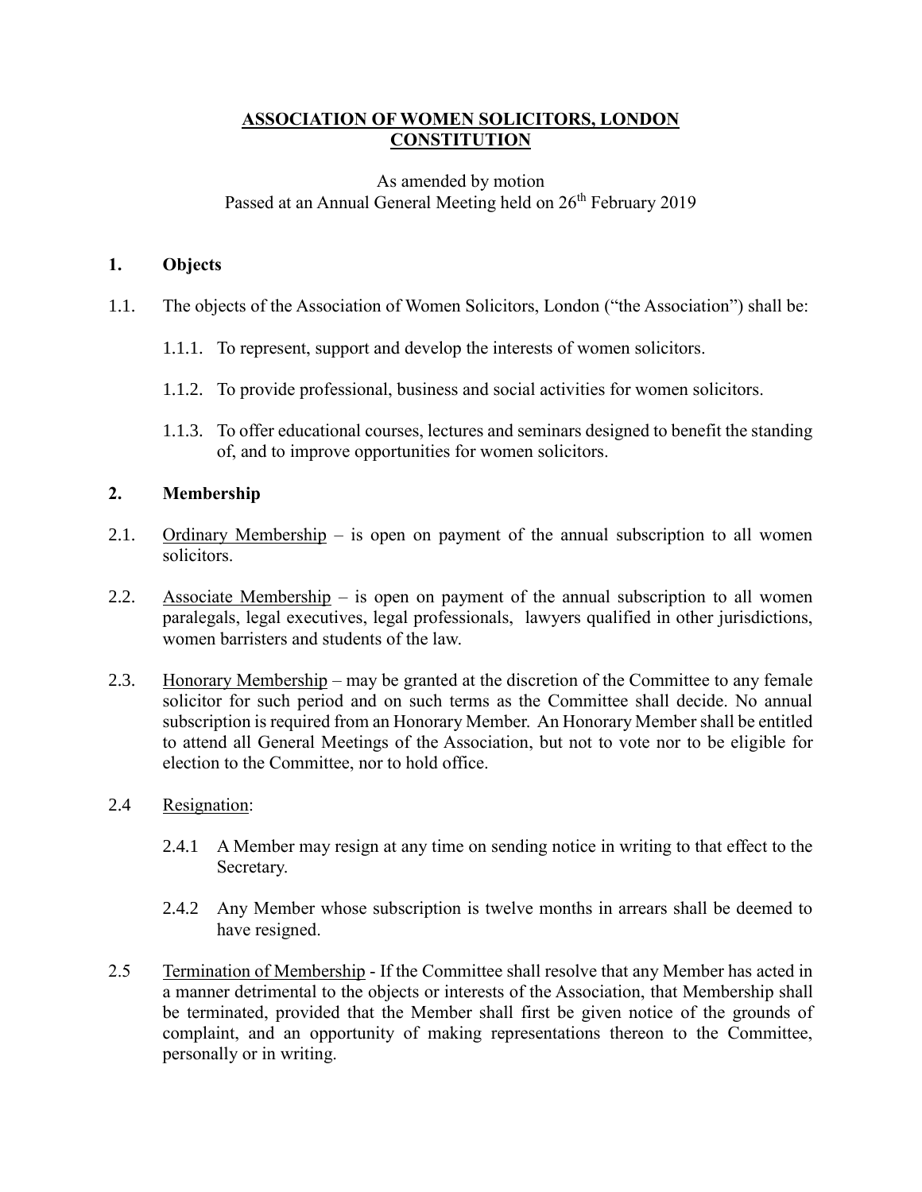# ASSOCIATION OF WOMEN SOLICITORS, LONDON CONSTITUTION

As amended by motion
Passed at an Annual General Meeting held on 26th February 2019

## 1. Objects

1.1. The objects of the Association of Women Solicitors, London ("the Association") shall be:

1.1.1. To represent, support and develop the interests of women solicitors.

1.1.2. To provide professional, business and social activities for women solicitors.

1.1.3. To offer educational courses, lectures and seminars designed to benefit the standing of, and to improve opportunities for women solicitors.

## 2. Membership

2.1. Ordinary Membership – is open on payment of the annual subscription to all women solicitors.

2.2. Associate Membership – is open on payment of the annual subscription to all women paralegals, legal executives, legal professionals, lawyers qualified in other jurisdictions, women barristers and students of the law.

2.3. Honorary Membership – may be granted at the discretion of the Committee to any female solicitor for such period and on such terms as the Committee shall decide. No annual subscription is required from an Honorary Member. An Honorary Member shall be entitled to attend all General Meetings of the Association, but not to vote nor to be eligible for election to the Committee, nor to hold office.

2.4 Resignation:

2.4.1 A Member may resign at any time on sending notice in writing to that effect to the Secretary.

2.4.2 Any Member whose subscription is twelve months in arrears shall be deemed to have resigned.

2.5 Termination of Membership - If the Committee shall resolve that any Member has acted in a manner detrimental to the objects or interests of the Association, that Membership shall be terminated, provided that the Member shall first be given notice of the grounds of complaint, and an opportunity of making representations thereon to the Committee, personally or in writing.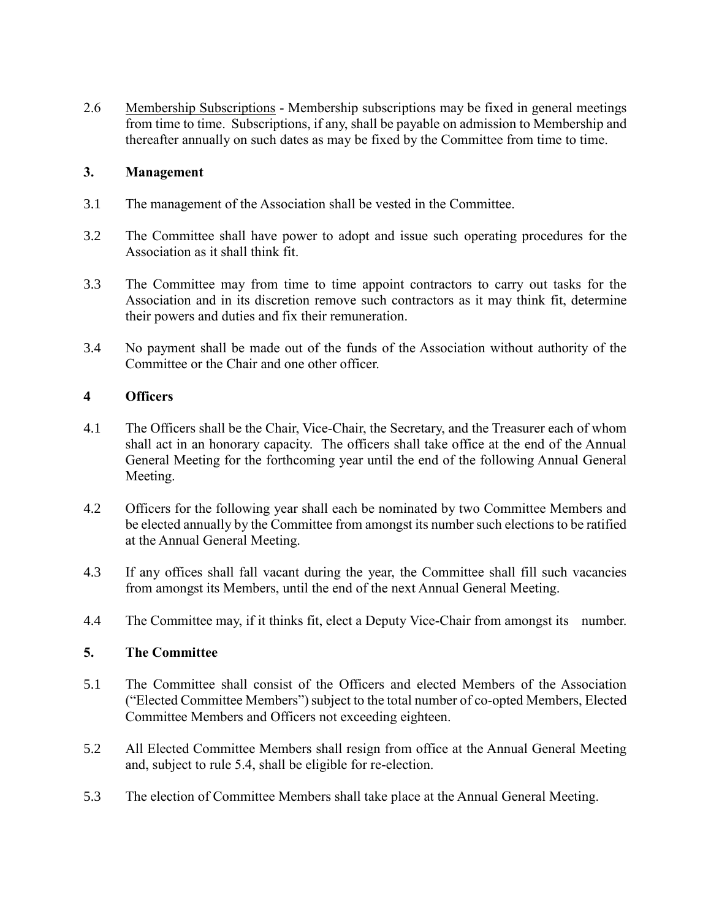2.6 Membership Subscriptions - Membership subscriptions may be fixed in general meetings from time to time. Subscriptions, if any, shall be payable on admission to Membership and thereafter annually on such dates as may be fixed by the Committee from time to time.

## 3. Management

3.1 The management of the Association shall be vested in the Committee.

3.2 The Committee shall have power to adopt and issue such operating procedures for the Association as it shall think fit.

3.3 The Committee may from time to time appoint contractors to carry out tasks for the Association and in its discretion remove such contractors as it may think fit, determine their powers and duties and fix their remuneration.

3.4 No payment shall be made out of the funds of the Association without authority of the Committee or the Chair and one other officer.

## 4 Officers

4.1 The Officers shall be the Chair, Vice-Chair, the Secretary, and the Treasurer each of whom shall act in an honorary capacity. The officers shall take office at the end of the Annual General Meeting for the forthcoming year until the end of the following Annual General Meeting.

4.2 Officers for the following year shall each be nominated by two Committee Members and be elected annually by the Committee from amongst its number such elections to be ratified at the Annual General Meeting.

4.3 If any offices shall fall vacant during the year, the Committee shall fill such vacancies from amongst its Members, until the end of the next Annual General Meeting.

4.4 The Committee may, if it thinks fit, elect a Deputy Vice-Chair from amongst its number.

## 5. The Committee

5.1 The Committee shall consist of the Officers and elected Members of the Association ("Elected Committee Members") subject to the total number of co-opted Members, Elected Committee Members and Officers not exceeding eighteen.

5.2 All Elected Committee Members shall resign from office at the Annual General Meeting and, subject to rule 5.4, shall be eligible for re-election.

5.3 The election of Committee Members shall take place at the Annual General Meeting.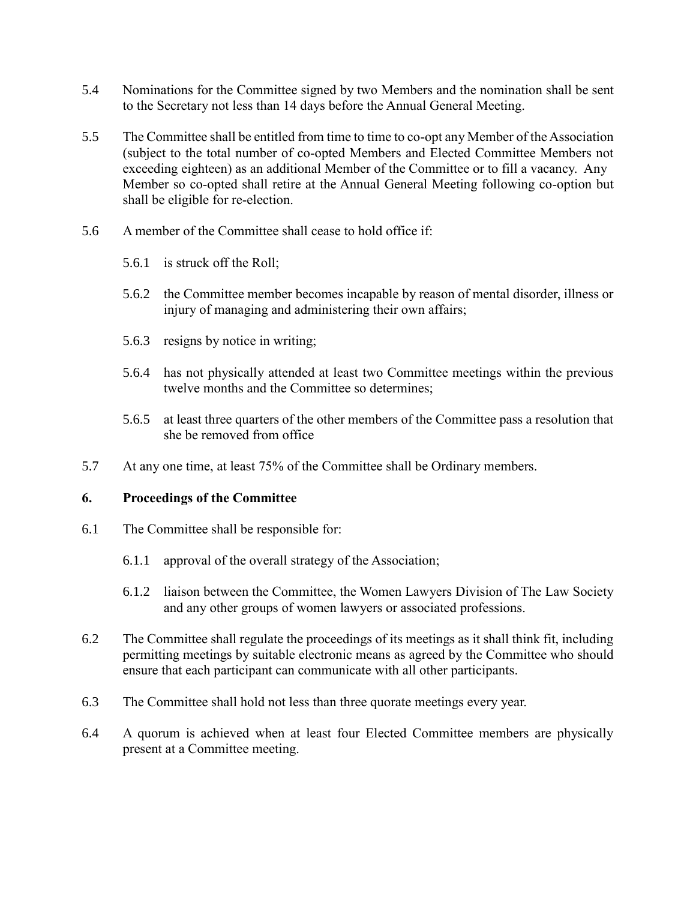5.4 Nominations for the Committee signed by two Members and the nomination shall be sent to the Secretary not less than 14 days before the Annual General Meeting.

5.5 The Committee shall be entitled from time to time to co-opt any Member of the Association (subject to the total number of co-opted Members and Elected Committee Members not exceeding eighteen) as an additional Member of the Committee or to fill a vacancy. Any Member so co-opted shall retire at the Annual General Meeting following co-option but shall be eligible for re-election.

5.6 A member of the Committee shall cease to hold office if:

  5.6.1 is struck off the Roll;

  5.6.2 the Committee member becomes incapable by reason of mental disorder, illness or injury of managing and administering their own affairs;

  5.6.3 resigns by notice in writing;

  5.6.4 has not physically attended at least two Committee meetings within the previous twelve months and the Committee so determines;

  5.6.5 at least three quarters of the other members of the Committee pass a resolution that she be removed from office

5.7 At any one time, at least 75% of the Committee shall be Ordinary members.

## 6. Proceedings of the Committee

6.1 The Committee shall be responsible for:

  6.1.1 approval of the overall strategy of the Association;

  6.1.2 liaison between the Committee, the Women Lawyers Division of The Law Society and any other groups of women lawyers or associated professions.

6.2 The Committee shall regulate the proceedings of its meetings as it shall think fit, including permitting meetings by suitable electronic means as agreed by the Committee who should ensure that each participant can communicate with all other participants.

6.3 The Committee shall hold not less than three quorate meetings every year.

6.4 A quorum is achieved when at least four Elected Committee members are physically present at a Committee meeting.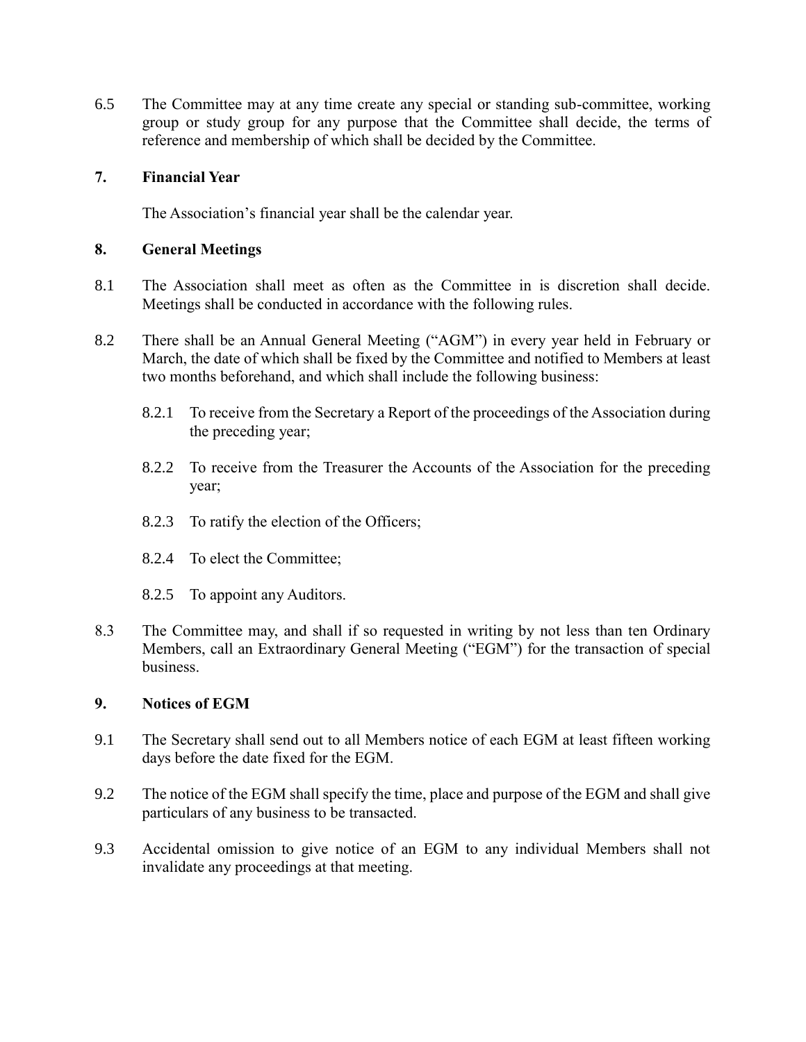6.5 The Committee may at any time create any special or standing sub-committee, working group or study group for any purpose that the Committee shall decide, the terms of reference and membership of which shall be decided by the Committee.

## 7. Financial Year

The Association's financial year shall be the calendar year.

## 8. General Meetings

8.1 The Association shall meet as often as the Committee in is discretion shall decide. Meetings shall be conducted in accordance with the following rules.

8.2 There shall be an Annual General Meeting ("AGM") in every year held in February or March, the date of which shall be fixed by the Committee and notified to Members at least two months beforehand, and which shall include the following business:

8.2.1 To receive from the Secretary a Report of the proceedings of the Association during the preceding year;

8.2.2 To receive from the Treasurer the Accounts of the Association for the preceding year;

8.2.3 To ratify the election of the Officers;

8.2.4 To elect the Committee;

8.2.5 To appoint any Auditors.

8.3 The Committee may, and shall if so requested in writing by not less than ten Ordinary Members, call an Extraordinary General Meeting ("EGM") for the transaction of special business.

## 9. Notices of EGM

9.1 The Secretary shall send out to all Members notice of each EGM at least fifteen working days before the date fixed for the EGM.

9.2 The notice of the EGM shall specify the time, place and purpose of the EGM and shall give particulars of any business to be transacted.

9.3 Accidental omission to give notice of an EGM to any individual Members shall not invalidate any proceedings at that meeting.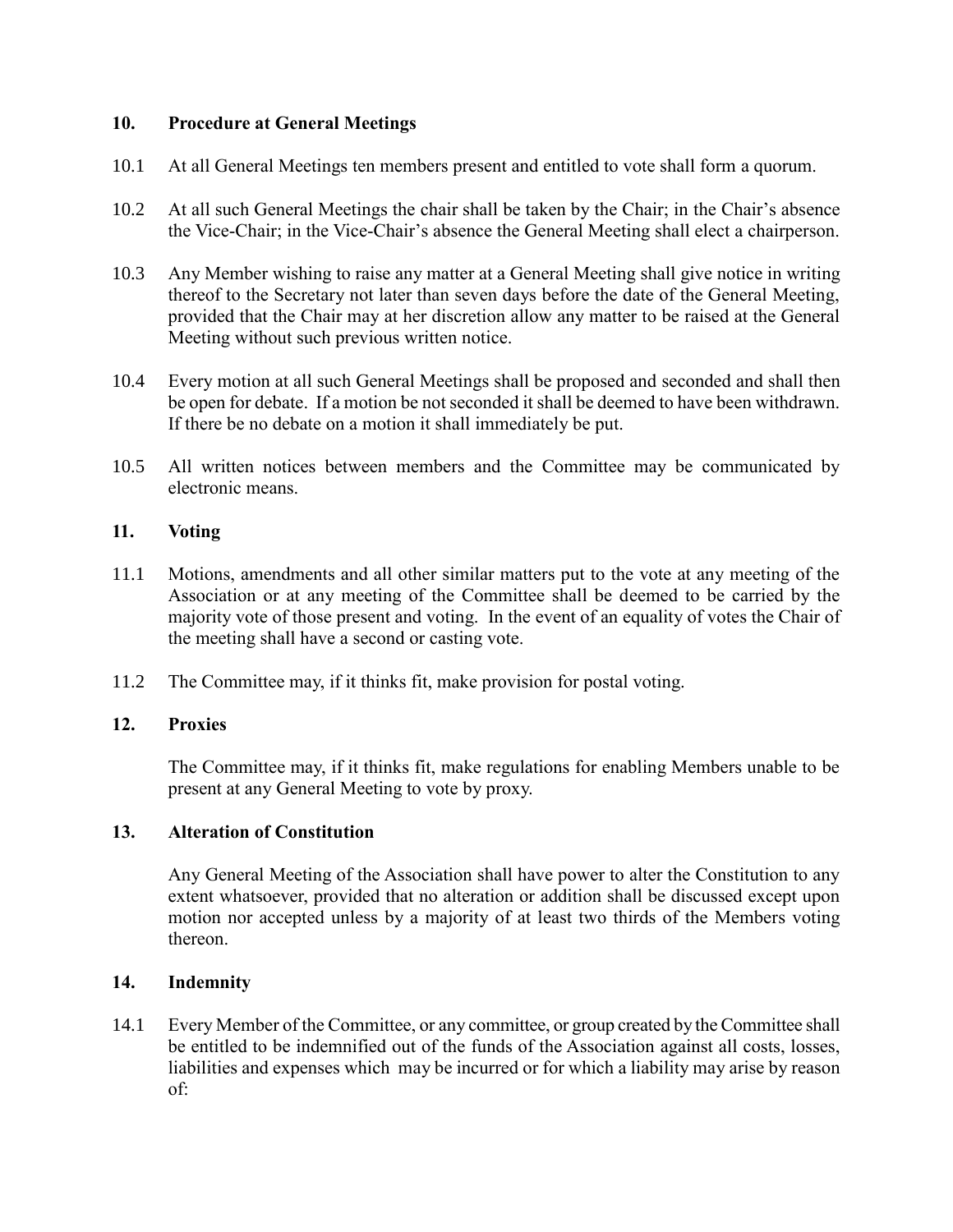## 10. Procedure at General Meetings

10.1 At all General Meetings ten members present and entitled to vote shall form a quorum.

10.2 At all such General Meetings the chair shall be taken by the Chair; in the Chair's absence the Vice-Chair; in the Vice-Chair's absence the General Meeting shall elect a chairperson.

10.3 Any Member wishing to raise any matter at a General Meeting shall give notice in writing thereof to the Secretary not later than seven days before the date of the General Meeting, provided that the Chair may at her discretion allow any matter to be raised at the General Meeting without such previous written notice.

10.4 Every motion at all such General Meetings shall be proposed and seconded and shall then be open for debate. If a motion be not seconded it shall be deemed to have been withdrawn. If there be no debate on a motion it shall immediately be put.

10.5 All written notices between members and the Committee may be communicated by electronic means.

## 11. Voting

11.1 Motions, amendments and all other similar matters put to the vote at any meeting of the Association or at any meeting of the Committee shall be deemed to be carried by the majority vote of those present and voting. In the event of an equality of votes the Chair of the meeting shall have a second or casting vote.

11.2 The Committee may, if it thinks fit, make provision for postal voting.

## 12. Proxies

The Committee may, if it thinks fit, make regulations for enabling Members unable to be present at any General Meeting to vote by proxy.

## 13. Alteration of Constitution

Any General Meeting of the Association shall have power to alter the Constitution to any extent whatsoever, provided that no alteration or addition shall be discussed except upon motion nor accepted unless by a majority of at least two thirds of the Members voting thereon.

## 14. Indemnity

14.1 Every Member of the Committee, or any committee, or group created by the Committee shall be entitled to be indemnified out of the funds of the Association against all costs, losses, liabilities and expenses which may be incurred or for which a liability may arise by reason of: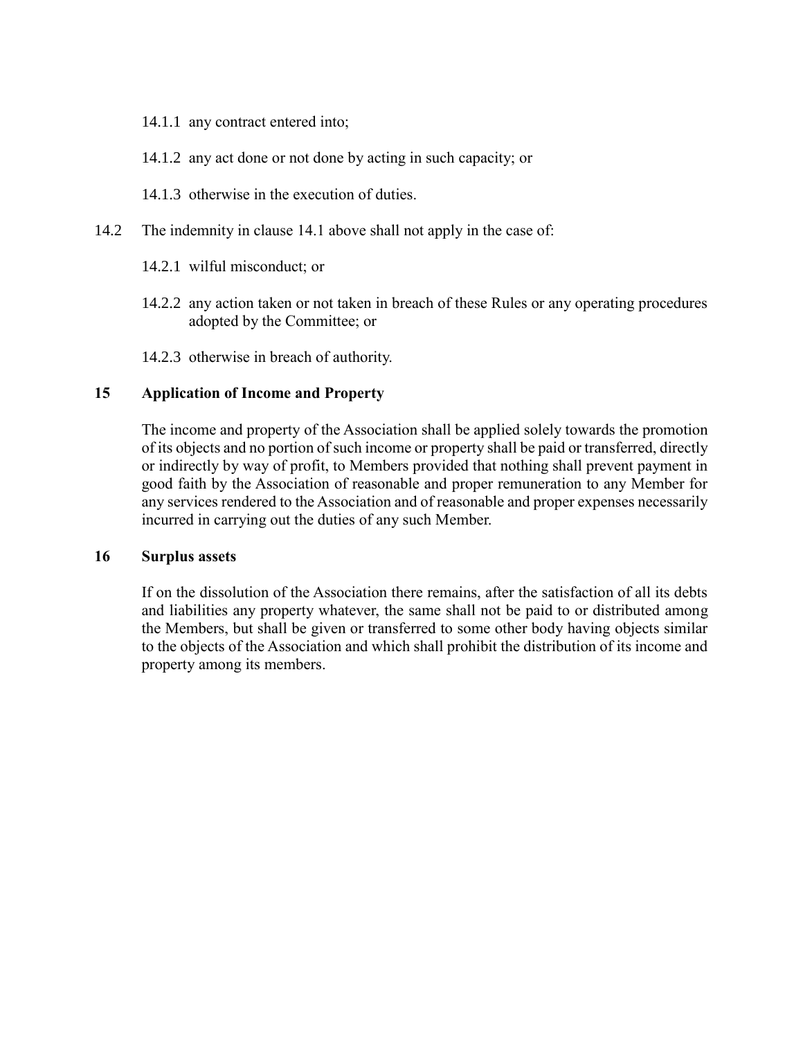14.1.1 any contract entered into;

14.1.2 any act done or not done by acting in such capacity; or

14.1.3 otherwise in the execution of duties.

14.2 The indemnity in clause 14.1 above shall not apply in the case of:

14.2.1 wilful misconduct; or

14.2.2 any action taken or not taken in breach of these Rules or any operating procedures adopted by the Committee; or

14.2.3 otherwise in breach of authority.

## 15 Application of Income and Property

The income and property of the Association shall be applied solely towards the promotion of its objects and no portion of such income or property shall be paid or transferred, directly or indirectly by way of profit, to Members provided that nothing shall prevent payment in good faith by the Association of reasonable and proper remuneration to any Member for any services rendered to the Association and of reasonable and proper expenses necessarily incurred in carrying out the duties of any such Member.

## 16 Surplus assets

If on the dissolution of the Association there remains, after the satisfaction of all its debts and liabilities any property whatever, the same shall not be paid to or distributed among the Members, but shall be given or transferred to some other body having objects similar to the objects of the Association and which shall prohibit the distribution of its income and property among its members.